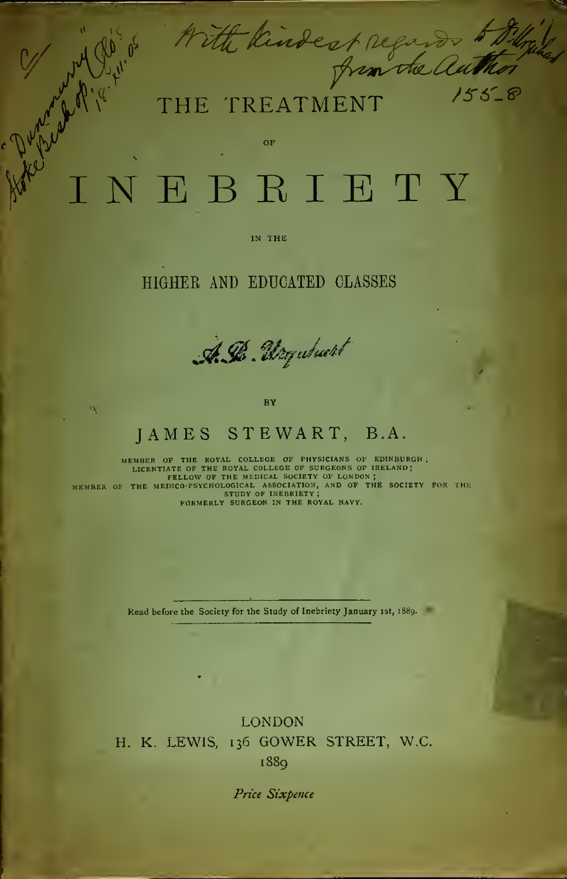With kindest regards to ... from the Author

155-8

# THE TREATMENT

OF

# INEBRIETY

IN THE

## HIGHER AND EDUCATED CLASSES

A. B. Urquhart

BY

## JAMES STEWART, B.A.

MEMBER OF THE ROYAL COLLEGE OF PHYSICIANS OF EDINBURGH;
LICENTIATE OF THE ROYAL COLLEGE OF SURGEONS OF IRELAND;
FELLOW OF THE MEDICAL SOCIETY OF LONDON;
MEMBER OF THE MEDICO-PSYCHOLOGICAL ASSOCIATION, AND OF THE SOCIETY FOR THE STUDY OF INEBRIETY;
FORMERLY SURGEON IN THE ROYAL NAVY.

Read before the Society for the Study of Inebriety January 1st, 1889.

LONDON
H. K. LEWIS, 136 GOWER STREET, W.C.
1889

*Price Sixpence*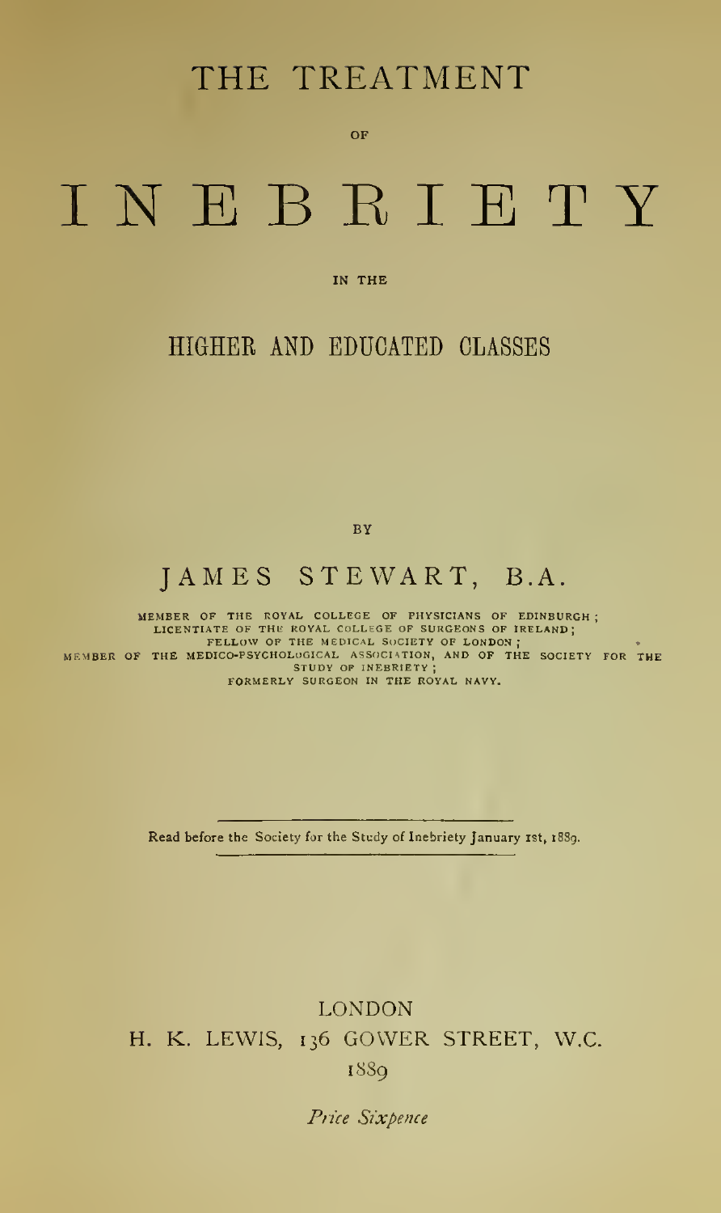# THE TREATMENT

OF

# INEBRIETY

IN THE

## HIGHER AND EDUCATED CLASSES

BY

## JAMES STEWART, B.A.

MEMBER OF THE ROYAL COLLEGE OF PHYSICIANS OF EDINBURGH;
LICENTIATE OF THE ROYAL COLLEGE OF SURGEONS OF IRELAND;
FELLOW OF THE MEDICAL SOCIETY OF LONDON;
MEMBER OF THE MEDICO-PSYCHOLOGICAL ASSOCIATION, AND OF THE SOCIETY FOR THE STUDY OF INEBRIETY;
FORMERLY SURGEON IN THE ROYAL NAVY.

Read before the Society for the Study of Inebriety January 1st, 1889.

LONDON
H. K. LEWIS, 136 GOWER STREET, W.C.
1889

*Price Sixpence*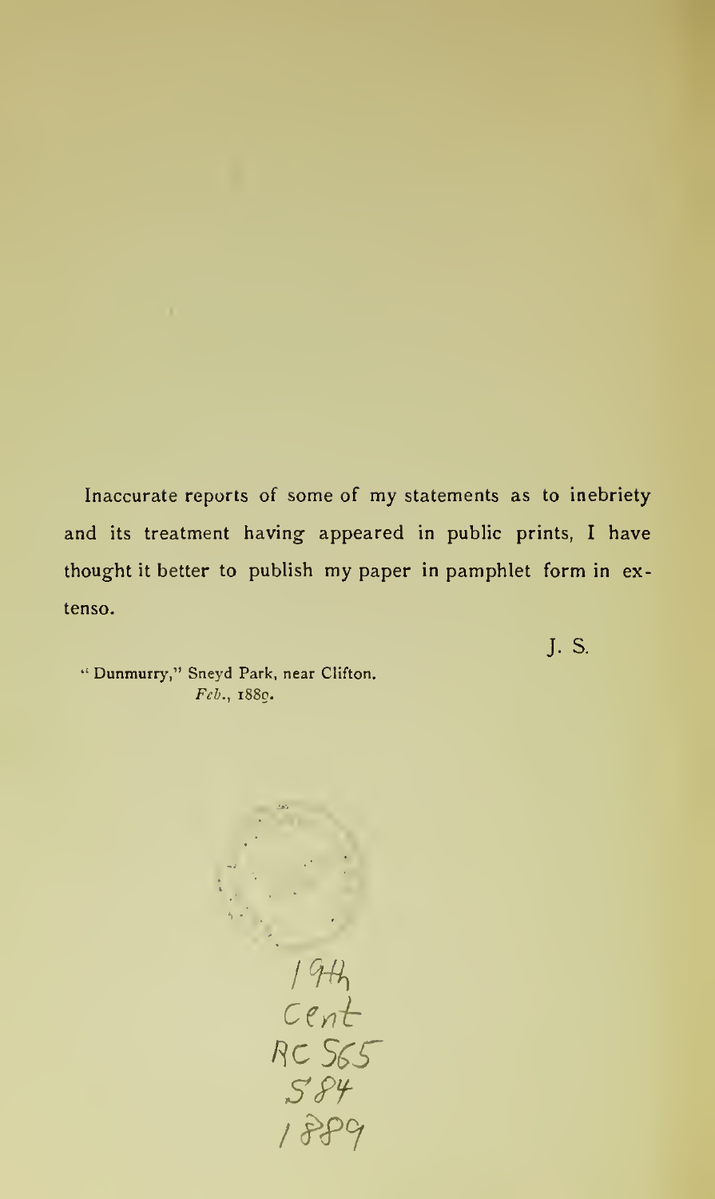Inaccurate reports of some of my statements as to inebriety and its treatment having appeared in public prints, I have thought it better to publish my paper in pamphlet form in extenso.

J. S.

"Dunmurry," Sneyd Park, near Clifton.
*Feb.*, 1889.

19th
Cent
RC 565
S84
1889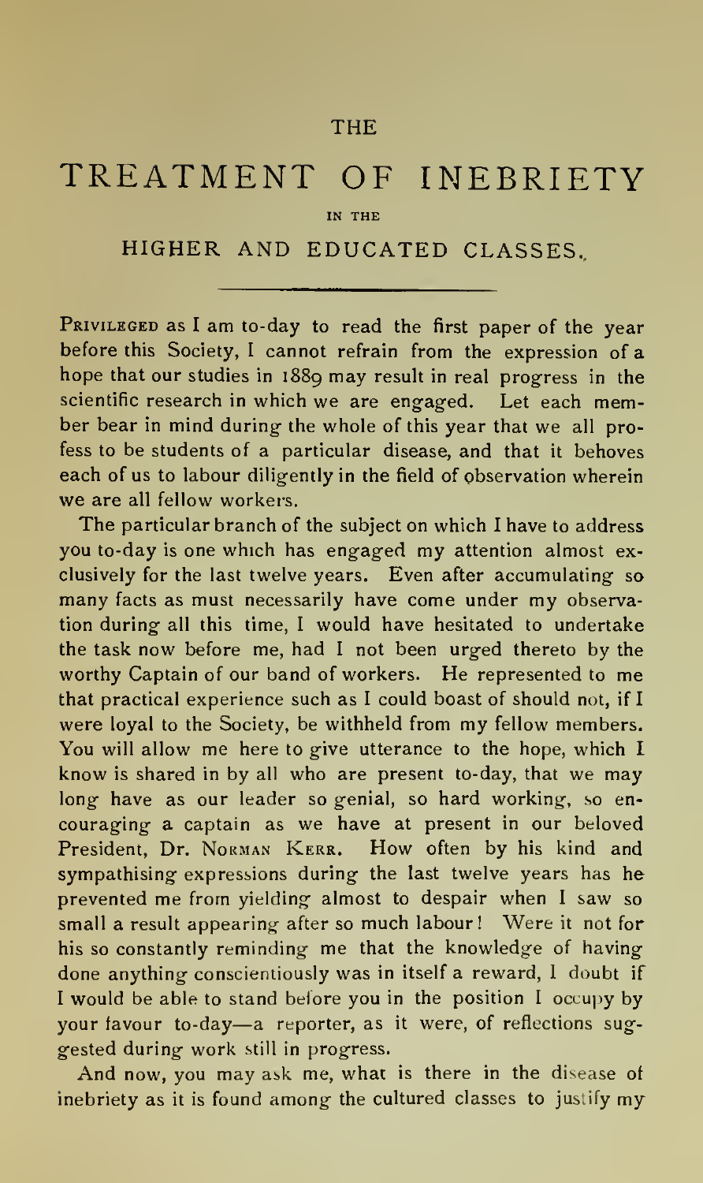# THE TREATMENT OF INEBRIETY

IN THE

## HIGHER AND EDUCATED CLASSES.

Privileged as I am to-day to read the first paper of the year before this Society, I cannot refrain from the expression of a hope that our studies in 1889 may result in real progress in the scientific research in which we are engaged. Let each member bear in mind during the whole of this year that we all profess to be students of a particular disease, and that it behoves each of us to labour diligently in the field of observation wherein we are all fellow workers.

The particular branch of the subject on which I have to address you to-day is one which has engaged my attention almost exclusively for the last twelve years. Even after accumulating so many facts as must necessarily have come under my observation during all this time, I would have hesitated to undertake the task now before me, had I not been urged thereto by the worthy Captain of our band of workers. He represented to me that practical experience such as I could boast of should not, if I were loyal to the Society, be withheld from my fellow members. You will allow me here to give utterance to the hope, which I know is shared in by all who are present to-day, that we may long have as our leader so genial, so hard working, so encouraging a captain as we have at present in our beloved President, Dr. Norman Kerr. How often by his kind and sympathising expressions during the last twelve years has he prevented me from yielding almost to despair when I saw so small a result appearing after so much labour! Were it not for his so constantly reminding me that the knowledge of having done anything conscientiously was in itself a reward, I doubt if I would be able to stand before you in the position I occupy by your favour to-day—a reporter, as it were, of reflections suggested during work still in progress.

And now, you may ask me, what is there in the disease of inebriety as it is found among the cultured classes to justify my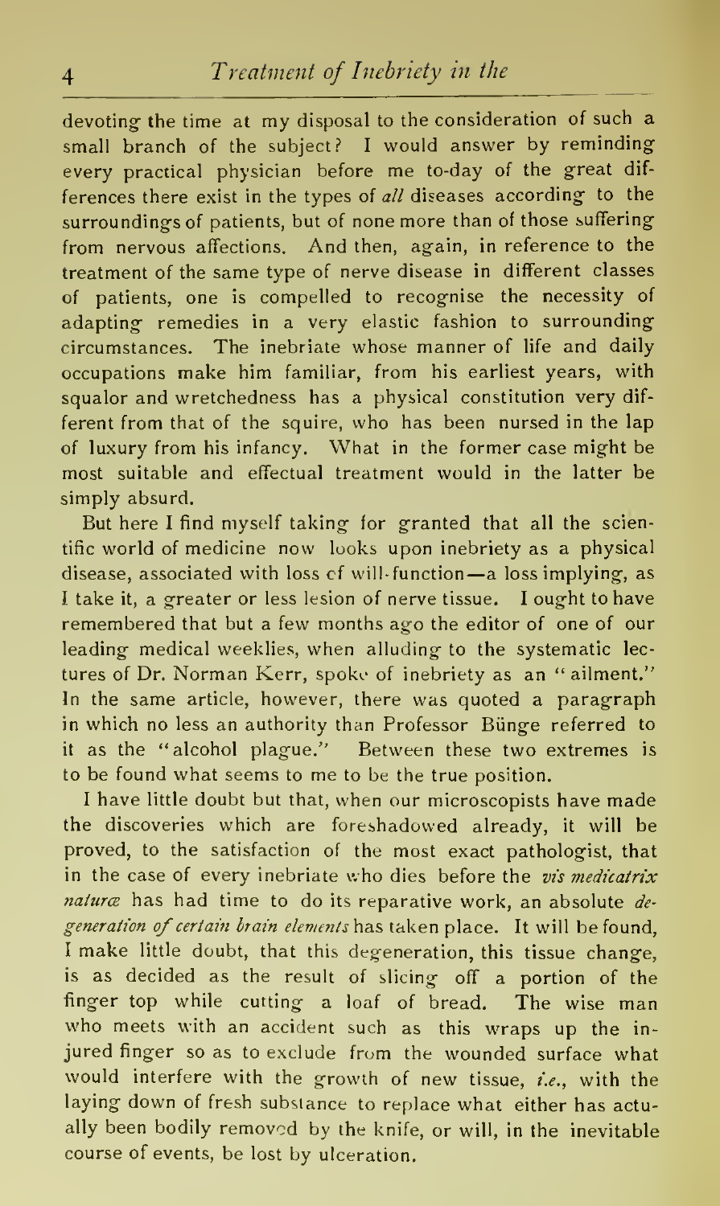devoting the time at my disposal to the consideration of such a small branch of the subject? I would answer by reminding every practical physician before me to-day of the great differences there exist in the types of *all* diseases according to the surroundings of patients, but of none more than of those suffering from nervous affections. And then, again, in reference to the treatment of the same type of nerve disease in different classes of patients, one is compelled to recognise the necessity of adapting remedies in a very elastic fashion to surrounding circumstances. The inebriate whose manner of life and daily occupations make him familiar, from his earliest years, with squalor and wretchedness has a physical constitution very different from that of the squire, who has been nursed in the lap of luxury from his infancy. What in the former case might be most suitable and effectual treatment would in the latter be simply absurd.

But here I find myself taking for granted that all the scientific world of medicine now looks upon inebriety as a physical disease, associated with loss of will-function—a loss implying, as I take it, a greater or less lesion of nerve tissue. I ought to have remembered that but a few months ago the editor of one of our leading medical weeklies, when alluding to the systematic lectures of Dr. Norman Kerr, spoke of inebriety as an "ailment." In the same article, however, there was quoted a paragraph in which no less an authority than Professor Bünge referred to it as the "alcohol plague." Between these two extremes is to be found what seems to me to be the true position.

I have little doubt but that, when our microscopists have made the discoveries which are foreshadowed already, it will be proved, to the satisfaction of the most exact pathologist, that in the case of every inebriate who dies before the *vis medicatrix naturæ* has had time to do its reparative work, an absolute *degeneration of certain brain elements* has taken place. It will be found, I make little doubt, that this degeneration, this tissue change, is as decided as the result of slicing off a portion of the finger top while cutting a loaf of bread. The wise man who meets with an accident such as this wraps up the injured finger so as to exclude from the wounded surface what would interfere with the growth of new tissue, *i.e.*, with the laying down of fresh substance to replace what either has actually been bodily removed by the knife, or will, in the inevitable course of events, be lost by ulceration.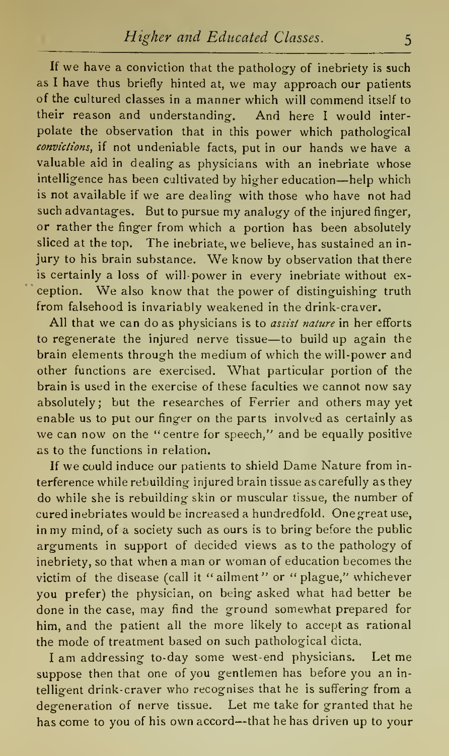If we have a conviction that the pathology of inebriety is such as I have thus briefly hinted at, we may approach our patients of the cultured classes in a manner which will commend itself to their reason and understanding. And here I would interpolate the observation that in this power which pathological *convictions*, if not undeniable facts, put in our hands we have a valuable aid in dealing as physicians with an inebriate whose intelligence has been cultivated by higher education—help which is not available if we are dealing with those who have not had such advantages. But to pursue my analogy of the injured finger, or rather the finger from which a portion has been absolutely sliced at the top. The inebriate, we believe, has sustained an injury to his brain substance. We know by observation that there is certainly a loss of will-power in every inebriate without exception. We also know that the power of distinguishing truth from falsehood is invariably weakened in the drink-craver.

All that we can do as physicians is to *assist nature* in her efforts to regenerate the injured nerve tissue—to build up again the brain elements through the medium of which the will-power and other functions are exercised. What particular portion of the brain is used in the exercise of these faculties we cannot now say absolutely; but the researches of Ferrier and others may yet enable us to put our finger on the parts involved as certainly as we can now on the "centre for speech," and be equally positive as to the functions in relation.

If we could induce our patients to shield Dame Nature from interference while rebuilding injured brain tissue as carefully as they do while she is rebuilding skin or muscular tissue, the number of cured inebriates would be increased a hundredfold. One great use, in my mind, of a society such as ours is to bring before the public arguments in support of decided views as to the pathology of inebriety, so that when a man or woman of education becomes the victim of the disease (call it "ailment" or "plague," whichever you prefer) the physician, on being asked what had better be done in the case, may find the ground somewhat prepared for him, and the patient all the more likely to accept as rational the mode of treatment based on such pathological dicta.

I am addressing to-day some west-end physicians. Let me suppose then that one of you gentlemen has before you an intelligent drink-craver who recognises that he is suffering from a degeneration of nerve tissue. Let me take for granted that he has come to you of his own accord—that he has driven up to your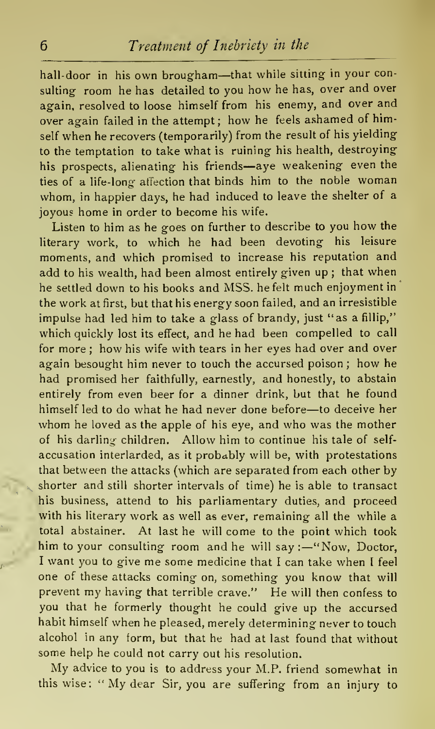hall-door in his own brougham—that while sitting in your consulting room he has detailed to you how he has, over and over again, resolved to loose himself from his enemy, and over and over again failed in the attempt; how he feels ashamed of himself when he recovers (temporarily) from the result of his yielding to the temptation to take what is ruining his health, destroying his prospects, alienating his friends—aye weakening even the ties of a life-long affection that binds him to the noble woman whom, in happier days, he had induced to leave the shelter of a joyous home in order to become his wife.

Listen to him as he goes on further to describe to you how the literary work, to which he had been devoting his leisure moments, and which promised to increase his reputation and add to his wealth, had been almost entirely given up; that when he settled down to his books and MSS. he felt much enjoyment in the work at first, but that his energy soon failed, and an irresistible impulse had led him to take a glass of brandy, just "as a fillip," which quickly lost its effect, and he had been compelled to call for more; how his wife with tears in her eyes had over and over again besought him never to touch the accursed poison; how he had promised her faithfully, earnestly, and honestly, to abstain entirely from even beer for a dinner drink, but that he found himself led to do what he had never done before—to deceive her whom he loved as the apple of his eye, and who was the mother of his darling children. Allow him to continue his tale of self-accusation interlarded, as it probably will be, with protestations that between the attacks (which are separated from each other by shorter and still shorter intervals of time) he is able to transact his business, attend to his parliamentary duties, and proceed with his literary work as well as ever, remaining all the while a total abstainer. At last he will come to the point which took him to your consulting room and he will say:—"Now, Doctor, I want you to give me some medicine that I can take when I feel one of these attacks coming on, something you know that will prevent my having that terrible crave." He will then confess to you that he formerly thought he could give up the accursed habit himself when he pleased, merely determining never to touch alcohol in any form, but that he had at last found that without some help he could not carry out his resolution.

My advice to you is to address your M.P. friend somewhat in this wise: "My dear Sir, you are suffering from an injury to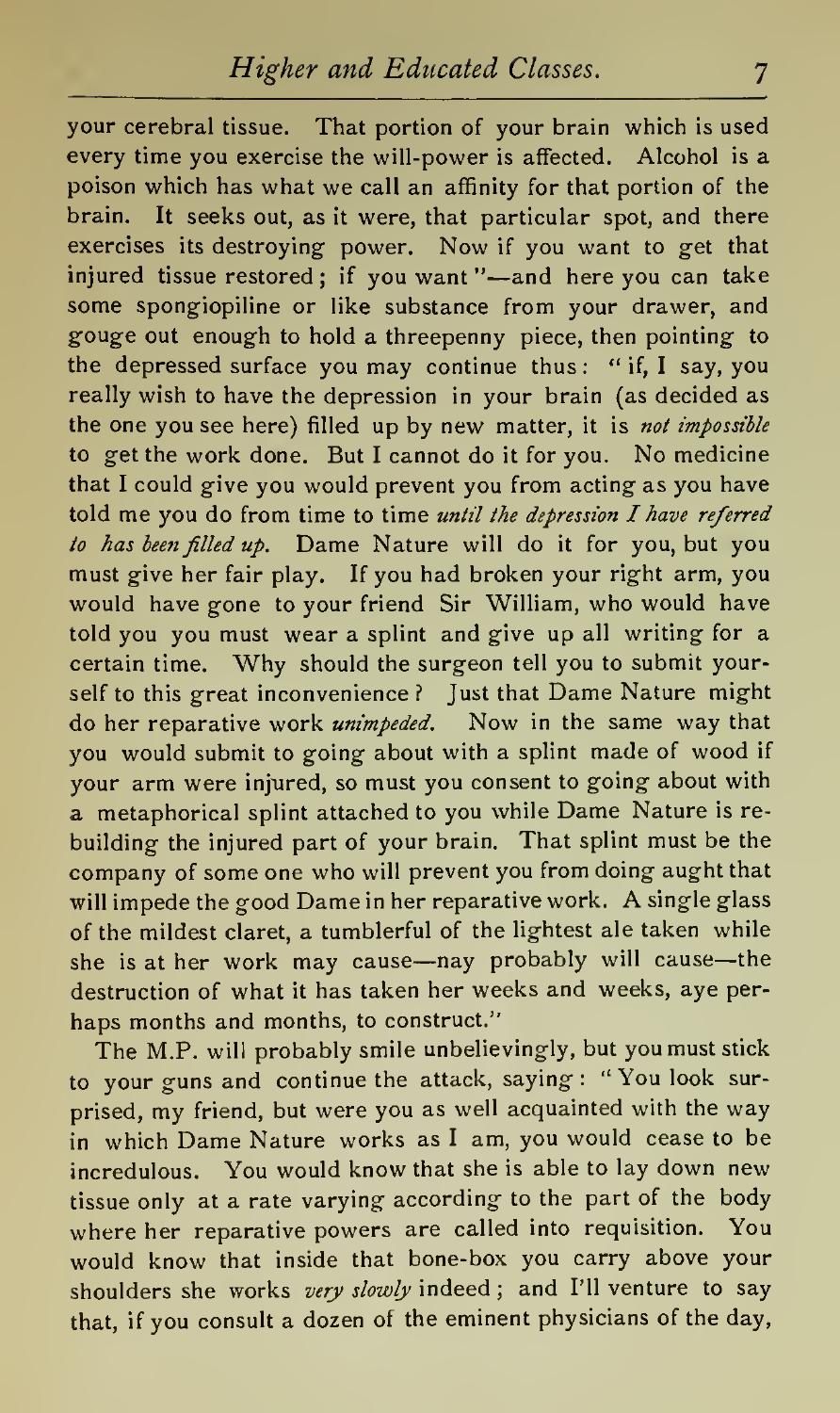your cerebral tissue. That portion of your brain which is used every time you exercise the will-power is affected. Alcohol is a poison which has what we call an affinity for that portion of the brain. It seeks out, as it were, that particular spot, and there exercises its destroying power. Now if you want to get that injured tissue restored; if you want "—and here you can take some spongiopiline or like substance from your drawer, and gouge out enough to hold a threepenny piece, then pointing to the depressed surface you may continue thus: "if, I say, you really wish to have the depression in your brain (as decided as the one you see here) filled up by new matter, it is *not impossible* to get the work done. But I cannot do it for you. No medicine that I could give you would prevent you from acting as you have told me you do from time to time *until the depression I have referred to has been filled up.* Dame Nature will do it for you, but you must give her fair play. If you had broken your right arm, you would have gone to your friend Sir William, who would have told you you must wear a splint and give up all writing for a certain time. Why should the surgeon tell you to submit yourself to this great inconvenience? Just that Dame Nature might do her reparative work *unimpeded.* Now in the same way that you would submit to going about with a splint made of wood if your arm were injured, so must you consent to going about with a metaphorical splint attached to you while Dame Nature is rebuilding the injured part of your brain. That splint must be the company of some one who will prevent you from doing aught that will impede the good Dame in her reparative work. A single glass of the mildest claret, a tumblerful of the lightest ale taken while she is at her work may cause—nay probably will cause—the destruction of what it has taken her weeks and weeks, aye perhaps months and months, to construct."

The M.P. will probably smile unbelievingly, but you must stick to your guns and continue the attack, saying: "You look surprised, my friend, but were you as well acquainted with the way in which Dame Nature works as I am, you would cease to be incredulous. You would know that she is able to lay down new tissue only at a rate varying according to the part of the body where her reparative powers are called into requisition. You would know that inside that bone-box you carry above your shoulders she works *very slowly* indeed; and I'll venture to say that, if you consult a dozen of the eminent physicians of the day,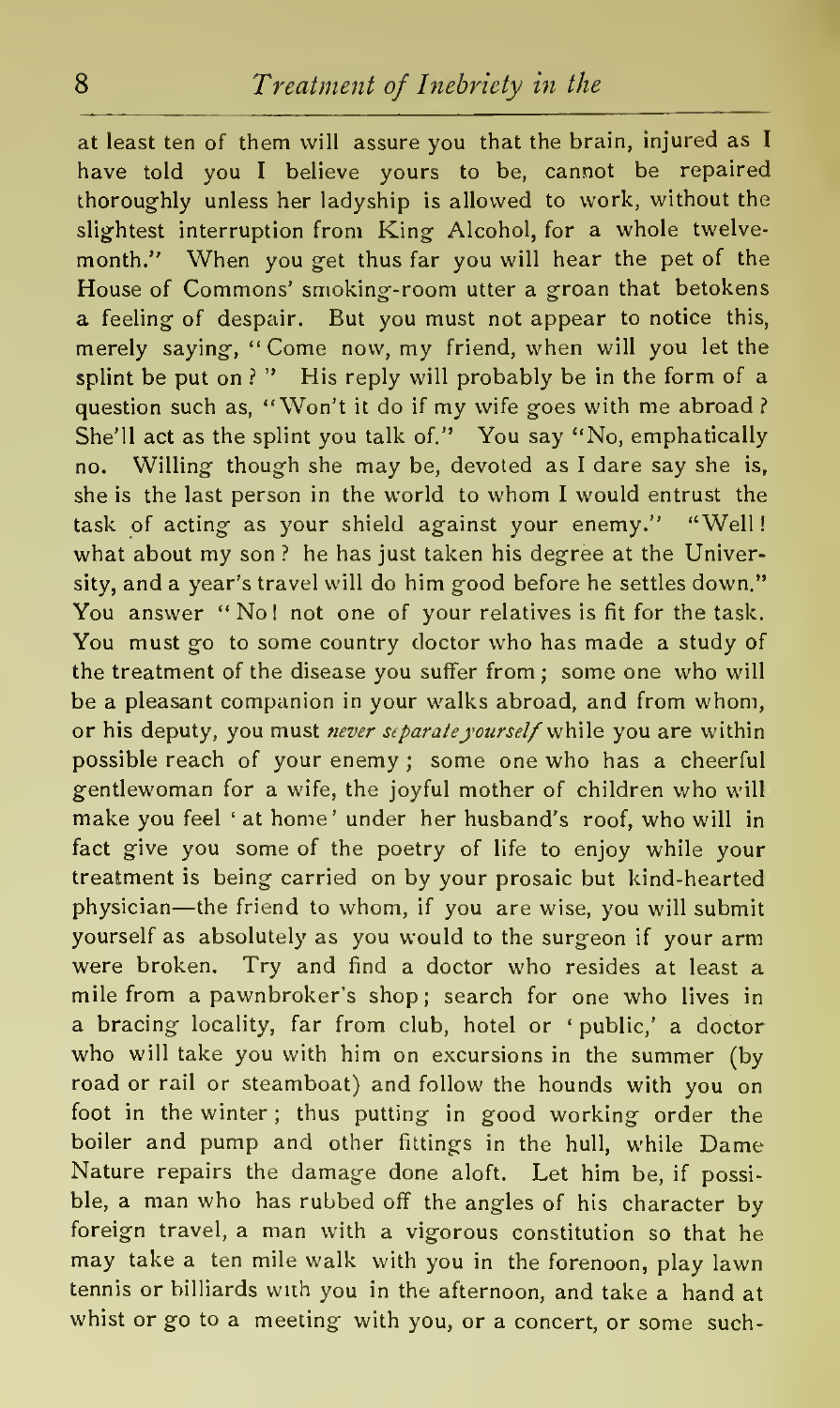at least ten of them will assure you that the brain, injured as I have told you I believe yours to be, cannot be repaired thoroughly unless her ladyship is allowed to work, without the slightest interruption from King Alcohol, for a whole twelve-month." When you get thus far you will hear the pet of the House of Commons' smoking-room utter a groan that betokens a feeling of despair. But you must not appear to notice this, merely saying, "Come now, my friend, when will you let the splint be put on?" His reply will probably be in the form of a question such as, "Won't it do if my wife goes with me abroad? She'll act as the splint you talk of." You say "No, emphatically no. Willing though she may be, devoted as I dare say she is, she is the last person in the world to whom I would entrust the task of acting as your shield against your enemy." "Well! what about my son? he has just taken his degree at the University, and a year's travel will do him good before he settles down." You answer "No! not one of your relatives is fit for the task. You must go to some country doctor who has made a study of the treatment of the disease you suffer from; some one who will be a pleasant companion in your walks abroad, and from whom, or his deputy, you must *never separate yourself* while you are within possible reach of your enemy; some one who has a cheerful gentlewoman for a wife, the joyful mother of children who will make you feel 'at home' under her husband's roof, who will in fact give you some of the poetry of life to enjoy while your treatment is being carried on by your prosaic but kind-hearted physician—the friend to whom, if you are wise, you will submit yourself as absolutely as you would to the surgeon if your arm were broken. Try and find a doctor who resides at least a mile from a pawnbroker's shop; search for one who lives in a bracing locality, far from club, hotel or 'public,' a doctor who will take you with him on excursions in the summer (by road or rail or steamboat) and follow the hounds with you on foot in the winter; thus putting in good working order the boiler and pump and other fittings in the hull, while Dame Nature repairs the damage done aloft. Let him be, if possible, a man who has rubbed off the angles of his character by foreign travel, a man with a vigorous constitution so that he may take a ten mile walk with you in the forenoon, play lawn tennis or billiards with you in the afternoon, and take a hand at whist or go to a meeting with you, or a concert, or some such-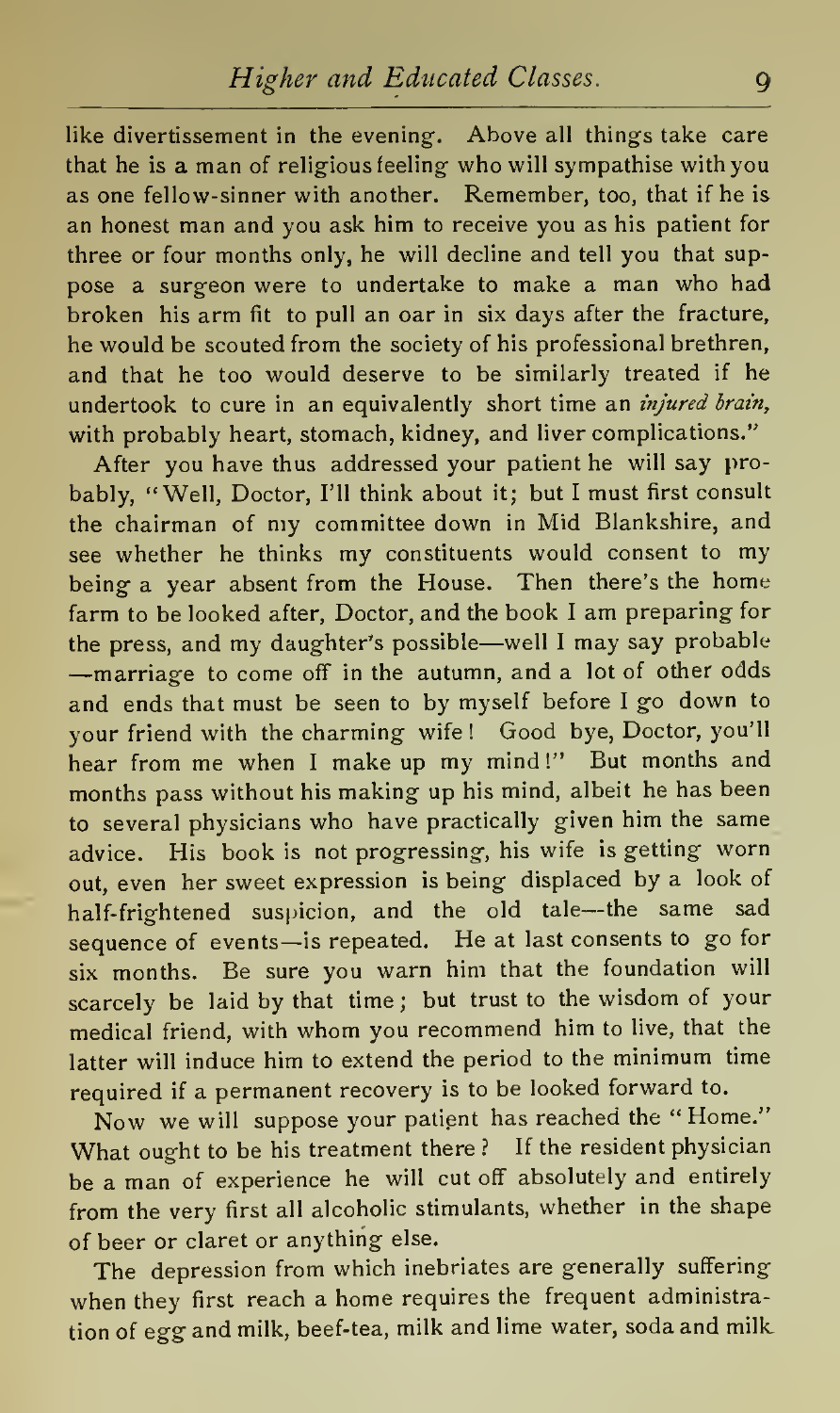like divertissement in the evening. Above all things take care that he is a man of religious feeling who will sympathise with you as one fellow-sinner with another. Remember, too, that if he is an honest man and you ask him to receive you as his patient for three or four months only, he will decline and tell you that suppose a surgeon were to undertake to make a man who had broken his arm fit to pull an oar in six days after the fracture, he would be scouted from the society of his professional brethren, and that he too would deserve to be similarly treated if he undertook to cure in an equivalently short time an *injured brain*, with probably heart, stomach, kidney, and liver complications."

After you have thus addressed your patient he will say probably, "Well, Doctor, I'll think about it; but I must first consult the chairman of my committee down in Mid Blankshire, and see whether he thinks my constituents would consent to my being a year absent from the House. Then there's the home farm to be looked after, Doctor, and the book I am preparing for the press, and my daughter's possible—well I may say probable—marriage to come off in the autumn, and a lot of other odds and ends that must be seen to by myself before I go down to your friend with the charming wife! Good bye, Doctor, you'll hear from me when I make up my mind!" But months and months pass without his making up his mind, albeit he has been to several physicians who have practically given him the same advice. His book is not progressing, his wife is getting worn out, even her sweet expression is being displaced by a look of half-frightened suspicion, and the old tale—the same sad sequence of events—is repeated. He at last consents to go for six months. Be sure you warn him that the foundation will scarcely be laid by that time; but trust to the wisdom of your medical friend, with whom you recommend him to live, that the latter will induce him to extend the period to the minimum time required if a permanent recovery is to be looked forward to.

Now we will suppose your patient has reached the "Home." What ought to be his treatment there? If the resident physician be a man of experience he will cut off absolutely and entirely from the very first all alcoholic stimulants, whether in the shape of beer or claret or anything else.

The depression from which inebriates are generally suffering when they first reach a home requires the frequent administration of egg and milk, beef-tea, milk and lime water, soda and milk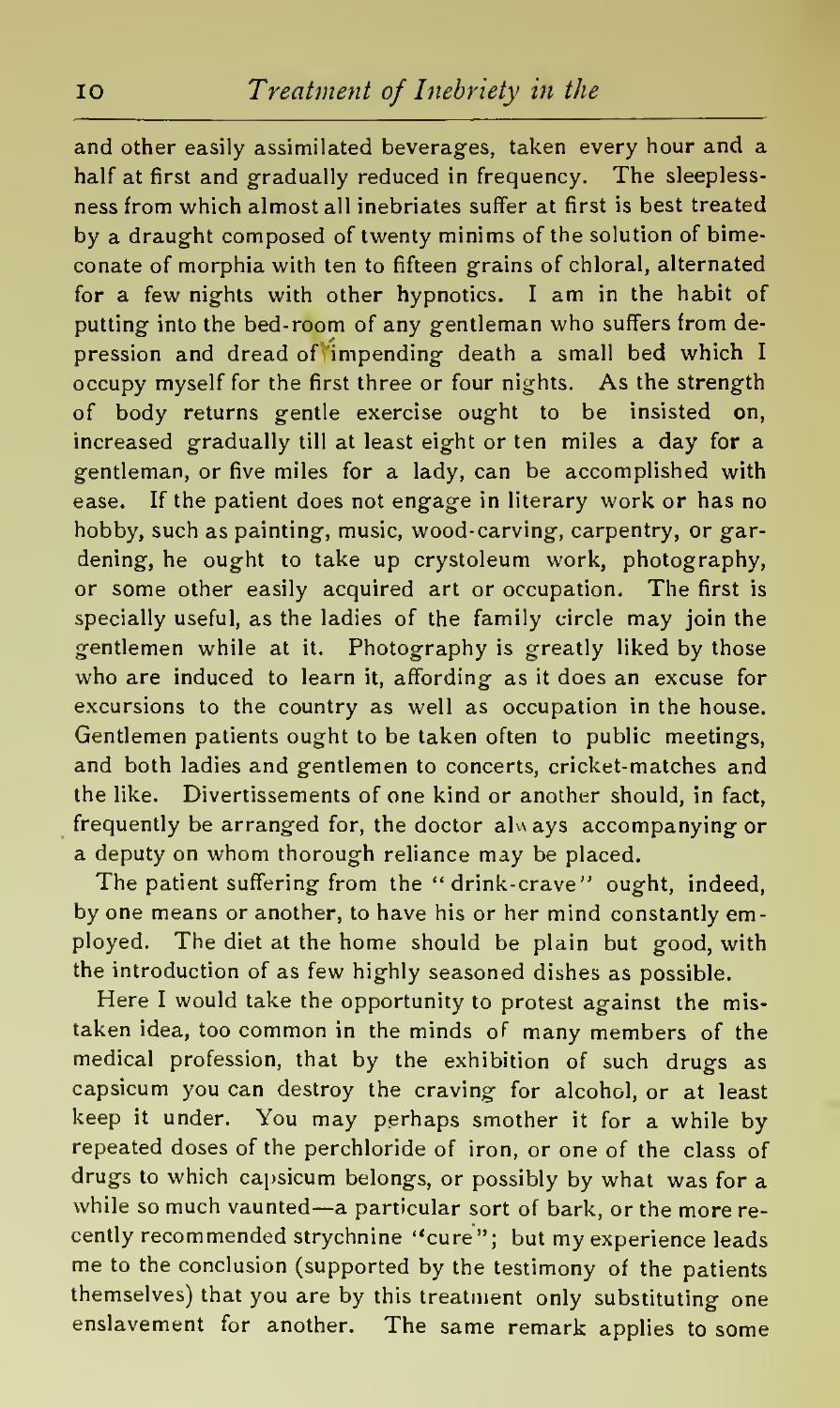and other easily assimilated beverages, taken every hour and a half at first and gradually reduced in frequency. The sleeplessness from which almost all inebriates suffer at first is best treated by a draught composed of twenty minims of the solution of bimeconate of morphia with ten to fifteen grains of chloral, alternated for a few nights with other hypnotics. I am in the habit of putting into the bed-room of any gentleman who suffers from depression and dread of impending death a small bed which I occupy myself for the first three or four nights. As the strength of body returns gentle exercise ought to be insisted on, increased gradually till at least eight or ten miles a day for a gentleman, or five miles for a lady, can be accomplished with ease. If the patient does not engage in literary work or has no hobby, such as painting, music, wood-carving, carpentry, or gardening, he ought to take up crystoleum work, photography, or some other easily acquired art or occupation. The first is specially useful, as the ladies of the family circle may join the gentlemen while at it. Photography is greatly liked by those who are induced to learn it, affording as it does an excuse for excursions to the country as well as occupation in the house. Gentlemen patients ought to be taken often to public meetings, and both ladies and gentlemen to concerts, cricket-matches and the like. Divertissements of one kind or another should, in fact, frequently be arranged for, the doctor always accompanying or a deputy on whom thorough reliance may be placed.

The patient suffering from the "drink-crave" ought, indeed, by one means or another, to have his or her mind constantly employed. The diet at the home should be plain but good, with the introduction of as few highly seasoned dishes as possible.

Here I would take the opportunity to protest against the mistaken idea, too common in the minds of many members of the medical profession, that by the exhibition of such drugs as capsicum you can destroy the craving for alcohol, or at least keep it under. You may perhaps smother it for a while by repeated doses of the perchloride of iron, or one of the class of drugs to which capsicum belongs, or possibly by what was for a while so much vaunted—a particular sort of bark, or the more recently recommended strychnine "cure"; but my experience leads me to the conclusion (supported by the testimony of the patients themselves) that you are by this treatment only substituting one enslavement for another. The same remark applies to some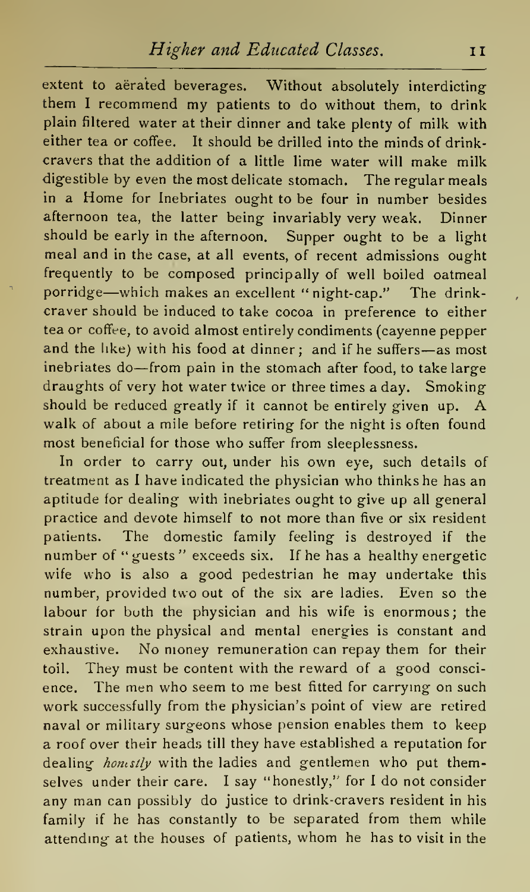extent to aërated beverages. Without absolutely interdicting them I recommend my patients to do without them, to drink plain filtered water at their dinner and take plenty of milk with either tea or coffee. It should be drilled into the minds of drink-cravers that the addition of a little lime water will make milk digestible by even the most delicate stomach. The regular meals in a Home for Inebriates ought to be four in number besides afternoon tea, the latter being invariably very weak. Dinner should be early in the afternoon. Supper ought to be a light meal and in the case, at all events, of recent admissions ought frequently to be composed principally of well boiled oatmeal porridge—which makes an excellent "night-cap." The drink-craver should be induced to take cocoa in preference to either tea or coffee, to avoid almost entirely condiments (cayenne pepper and the like) with his food at dinner; and if he suffers—as most inebriates do—from pain in the stomach after food, to take large draughts of very hot water twice or three times a day. Smoking should be reduced greatly if it cannot be entirely given up. A walk of about a mile before retiring for the night is often found most beneficial for those who suffer from sleeplessness.

In order to carry out, under his own eye, such details of treatment as I have indicated the physician who thinks he has an aptitude for dealing with inebriates ought to give up all general practice and devote himself to not more than five or six resident patients. The domestic family feeling is destroyed if the number of "guests" exceeds six. If he has a healthy energetic wife who is also a good pedestrian he may undertake this number, provided two out of the six are ladies. Even so the labour for both the physician and his wife is enormous; the strain upon the physical and mental energies is constant and exhaustive. No money remuneration can repay them for their toil. They must be content with the reward of a good conscience. The men who seem to me best fitted for carrying on such work successfully from the physician's point of view are retired naval or military surgeons whose pension enables them to keep a roof over their heads till they have established a reputation for dealing *honestly* with the ladies and gentlemen who put themselves under their care. I say "honestly," for I do not consider any man can possibly do justice to drink-cravers resident in his family if he has constantly to be separated from them while attending at the houses of patients, whom he has to visit in the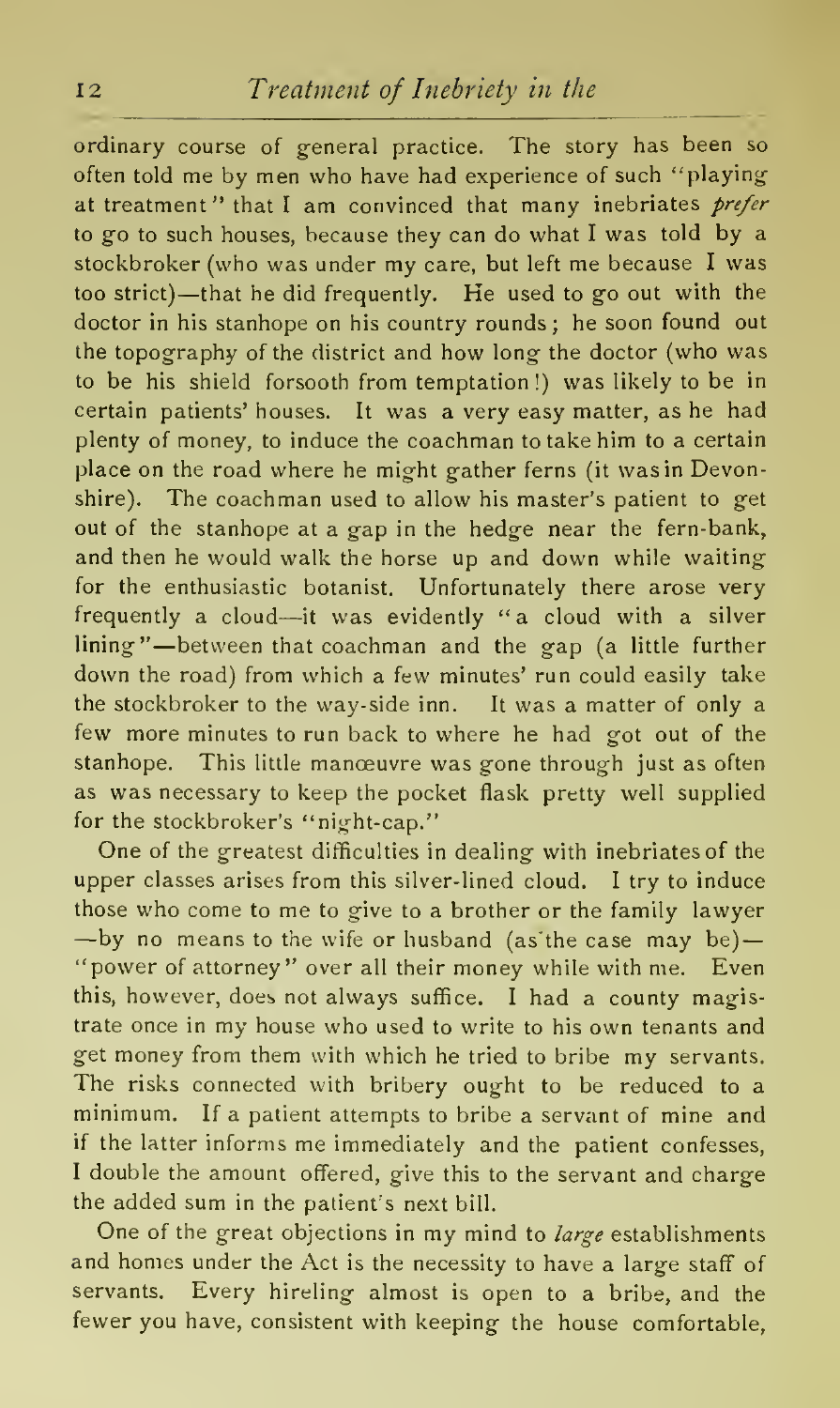ordinary course of general practice. The story has been so often told me by men who have had experience of such "playing at treatment" that I am convinced that many inebriates *prefer* to go to such houses, because they can do what I was told by a stockbroker (who was under my care, but left me because I was too strict)—that he did frequently. He used to go out with the doctor in his stanhope on his country rounds; he soon found out the topography of the district and how long the doctor (who was to be his shield forsooth from temptation!) was likely to be in certain patients' houses. It was a very easy matter, as he had plenty of money, to induce the coachman to take him to a certain place on the road where he might gather ferns (it was in Devonshire). The coachman used to allow his master's patient to get out of the stanhope at a gap in the hedge near the fern-bank, and then he would walk the horse up and down while waiting for the enthusiastic botanist. Unfortunately there arose very frequently a cloud—it was evidently "a cloud with a silver lining"—between that coachman and the gap (a little further down the road) from which a few minutes' run could easily take the stockbroker to the way-side inn. It was a matter of only a few more minutes to run back to where he had got out of the stanhope. This little manœuvre was gone through just as often as was necessary to keep the pocket flask pretty well supplied for the stockbroker's "night-cap."

One of the greatest difficulties in dealing with inebriates of the upper classes arises from this silver-lined cloud. I try to induce those who come to me to give to a brother or the family lawyer —by no means to the wife or husband (as the case may be)— "power of attorney" over all their money while with me. Even this, however, does not always suffice. I had a county magistrate once in my house who used to write to his own tenants and get money from them with which he tried to bribe my servants. The risks connected with bribery ought to be reduced to a minimum. If a patient attempts to bribe a servant of mine and if the latter informs me immediately and the patient confesses, I double the amount offered, give this to the servant and charge the added sum in the patient's next bill.

One of the great objections in my mind to *large* establishments and homes under the Act is the necessity to have a large staff of servants. Every hireling almost is open to a bribe, and the fewer you have, consistent with keeping the house comfortable,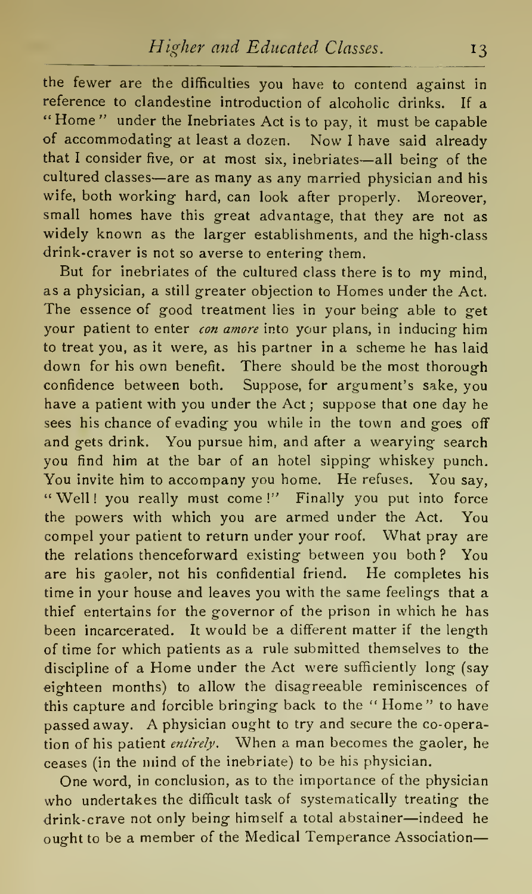the fewer are the difficulties you have to contend against in reference to clandestine introduction of alcoholic drinks. If a "Home" under the Inebriates Act is to pay, it must be capable of accommodating at least a dozen. Now I have said already that I consider five, or at most six, inebriates—all being of the cultured classes—are as many as any married physician and his wife, both working hard, can look after properly. Moreover, small homes have this great advantage, that they are not as widely known as the larger establishments, and the high-class drink-craver is not so averse to entering them.

But for inebriates of the cultured class there is to my mind, as a physician, a still greater objection to Homes under the Act. The essence of good treatment lies in your being able to get your patient to enter *con amore* into your plans, in inducing him to treat you, as it were, as his partner in a scheme he has laid down for his own benefit. There should be the most thorough confidence between both. Suppose, for argument's sake, you have a patient with you under the Act; suppose that one day he sees his chance of evading you while in the town and goes off and gets drink. You pursue him, and after a wearying search you find him at the bar of an hotel sipping whiskey punch. You invite him to accompany you home. He refuses. You say, "Well! you really must come!" Finally you put into force the powers with which you are armed under the Act. You compel your patient to return under your roof. What pray are the relations thenceforward existing between you both? You are his gaoler, not his confidential friend. He completes his time in your house and leaves you with the same feelings that a thief entertains for the governor of the prison in which he has been incarcerated. It would be a different matter if the length of time for which patients as a rule submitted themselves to the discipline of a Home under the Act were sufficiently long (say eighteen months) to allow the disagreeable reminiscences of this capture and forcible bringing back to the "Home" to have passed away. A physician ought to try and secure the co-operation of his patient *entirely*. When a man becomes the gaoler, he ceases (in the mind of the inebriate) to be his physician.

One word, in conclusion, as to the importance of the physician who undertakes the difficult task of systematically treating the drink-crave not only being himself a total abstainer—indeed he ought to be a member of the Medical Temperance Association—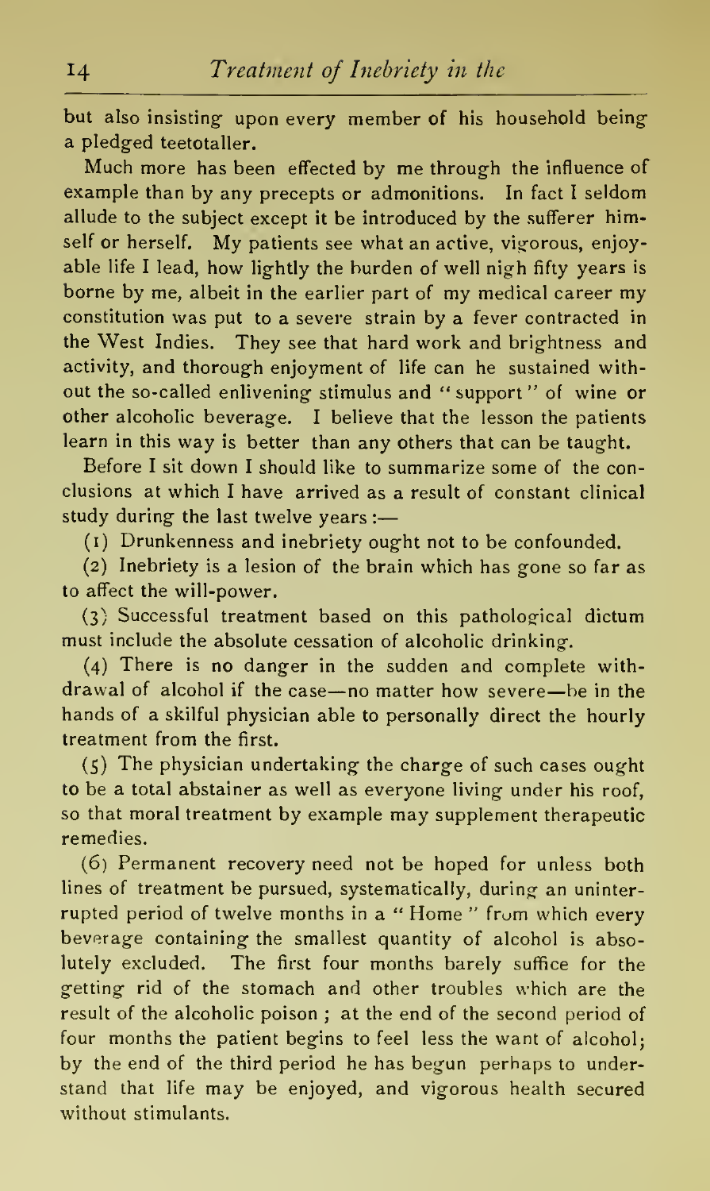but also insisting upon every member of his household being a pledged teetotaller.

Much more has been effected by me through the influence of example than by any precepts or admonitions. In fact I seldom allude to the subject except it be introduced by the sufferer himself or herself. My patients see what an active, vigorous, enjoyable life I lead, how lightly the burden of well nigh fifty years is borne by me, albeit in the earlier part of my medical career my constitution was put to a severe strain by a fever contracted in the West Indies. They see that hard work and brightness and activity, and thorough enjoyment of life can he sustained without the so-called enlivening stimulus and "support" of wine or other alcoholic beverage. I believe that the lesson the patients learn in this way is better than any others that can be taught.

Before I sit down I should like to summarize some of the conclusions at which I have arrived as a result of constant clinical study during the last twelve years:—

(1) Drunkenness and inebriety ought not to be confounded.

(2) Inebriety is a lesion of the brain which has gone so far as to affect the will-power.

(3) Successful treatment based on this pathological dictum must include the absolute cessation of alcoholic drinking.

(4) There is no danger in the sudden and complete withdrawal of alcohol if the case—no matter how severe—be in the hands of a skilful physician able to personally direct the hourly treatment from the first.

(5) The physician undertaking the charge of such cases ought to be a total abstainer as well as everyone living under his roof, so that moral treatment by example may supplement therapeutic remedies.

(6) Permanent recovery need not be hoped for unless both lines of treatment be pursued, systematically, during an uninterrupted period of twelve months in a "Home" from which every beverage containing the smallest quantity of alcohol is absolutely excluded. The first four months barely suffice for the getting rid of the stomach and other troubles which are the result of the alcoholic poison; at the end of the second period of four months the patient begins to feel less the want of alcohol; by the end of the third period he has begun perhaps to understand that life may be enjoyed, and vigorous health secured without stimulants.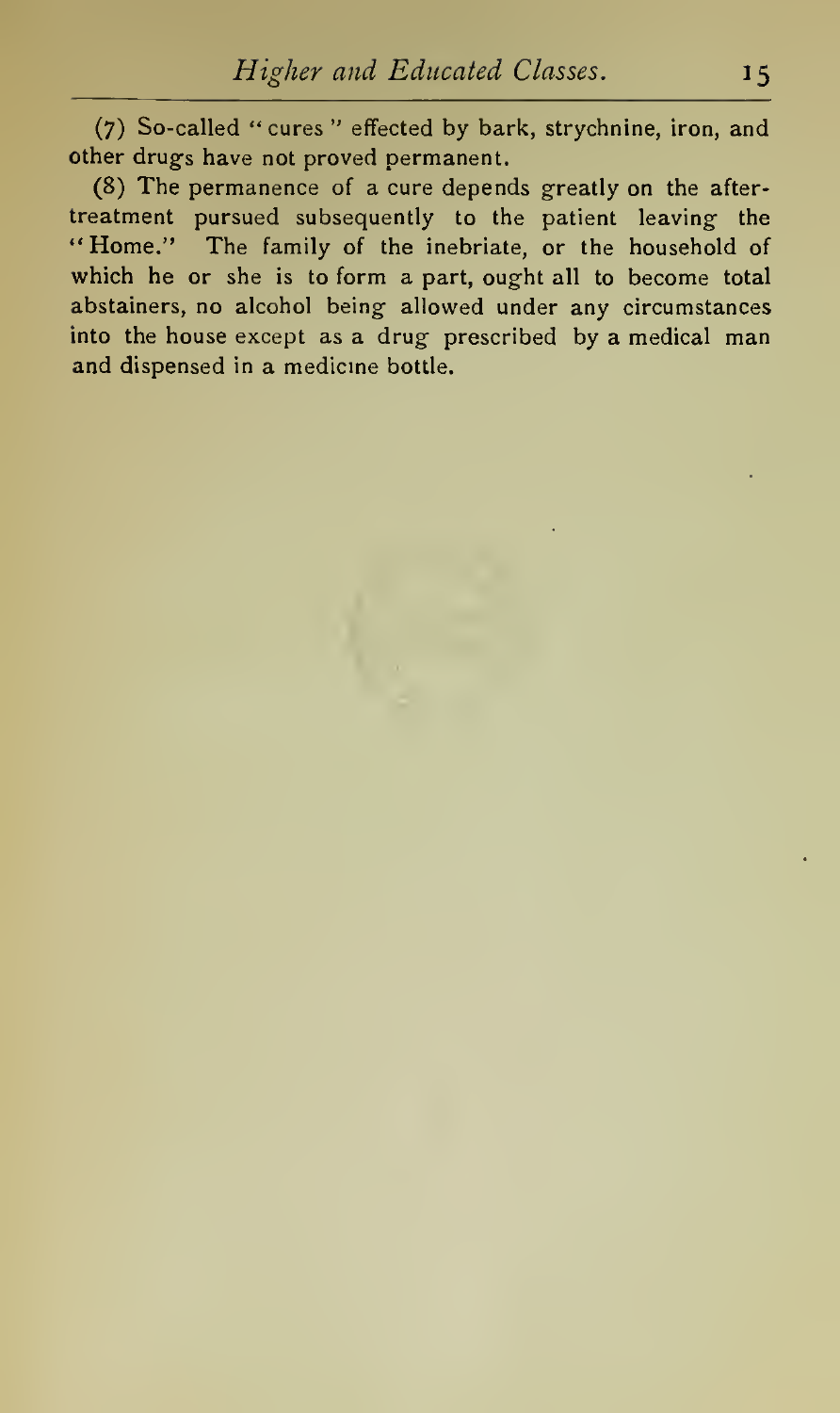(7) So-called "cures" effected by bark, strychnine, iron, and other drugs have not proved permanent.

(8) The permanence of a cure depends greatly on the after-treatment pursued subsequently to the patient leaving the "Home." The family of the inebriate, or the household of which he or she is to form a part, ought all to become total abstainers, no alcohol being allowed under any circumstances into the house except as a drug prescribed by a medical man and dispensed in a medicine bottle.